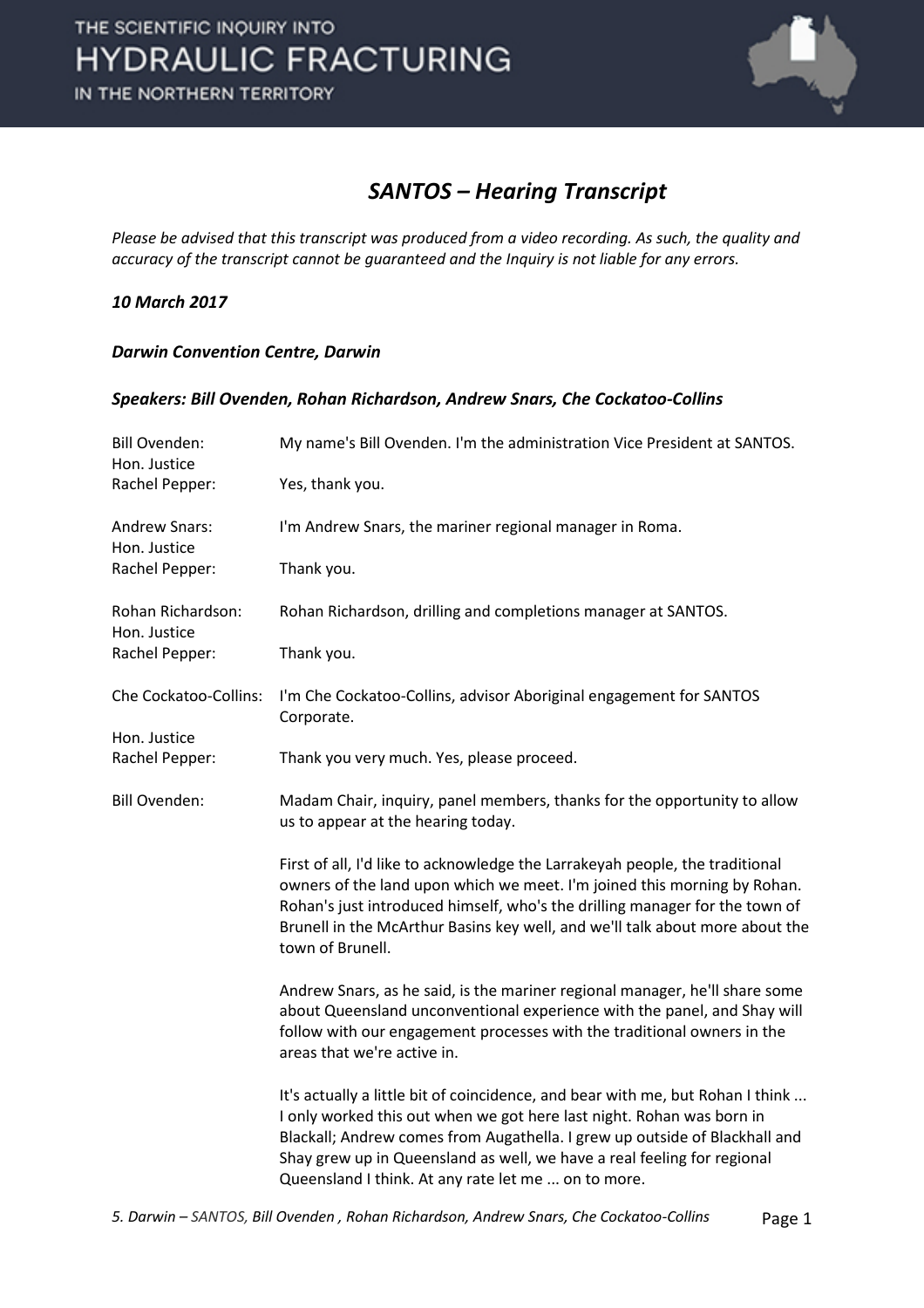# SANTOS – Hearing Transcript

*Please be advised that this transcript was produced from a video recording. As such, the quality and accuracy of the transcript cannot be guaranteed and the Inquiry is not liable for any errors.*

***10 March 2017***

***Darwin Convention Centre, Darwin***

***Speakers: Bill Ovenden, Rohan Richardson, Andrew Snars, Che Cockatoo-Collins***

| | |
|---|---|
| Bill Ovenden: | My name's Bill Ovenden. I'm the administration Vice President at SANTOS. |
| Hon. Justice Rachel Pepper: | Yes, thank you. |
| Andrew Snars: | I'm Andrew Snars, the mariner regional manager in Roma. |
| Hon. Justice Rachel Pepper: | Thank you. |
| Rohan Richardson: | Rohan Richardson, drilling and completions manager at SANTOS. |
| Hon. Justice Rachel Pepper: | Thank you. |
| Che Cockatoo-Collins: | I'm Che Cockatoo-Collins, advisor Aboriginal engagement for SANTOS Corporate. |
| Hon. Justice Rachel Pepper: | Thank you very much. Yes, please proceed. |
| Bill Ovenden: | Madam Chair, inquiry, panel members, thanks for the opportunity to allow us to appear at the hearing today. |

First of all, I'd like to acknowledge the Larrakeyah people, the traditional owners of the land upon which we meet. I'm joined this morning by Rohan. Rohan's just introduced himself, who's the drilling manager for the town of Brunell in the McArthur Basins key well, and we'll talk about more about the town of Brunell.

Andrew Snars, as he said, is the mariner regional manager, he'll share some about Queensland unconventional experience with the panel, and Shay will follow with our engagement processes with the traditional owners in the areas that we're active in.

It's actually a little bit of coincidence, and bear with me, but Rohan I think ... I only worked this out when we got here last night. Rohan was born in Blackall; Andrew comes from Augathella. I grew up outside of Blackhall and Shay grew up in Queensland as well, we have a real feeling for regional Queensland I think. At any rate let me ... on to more.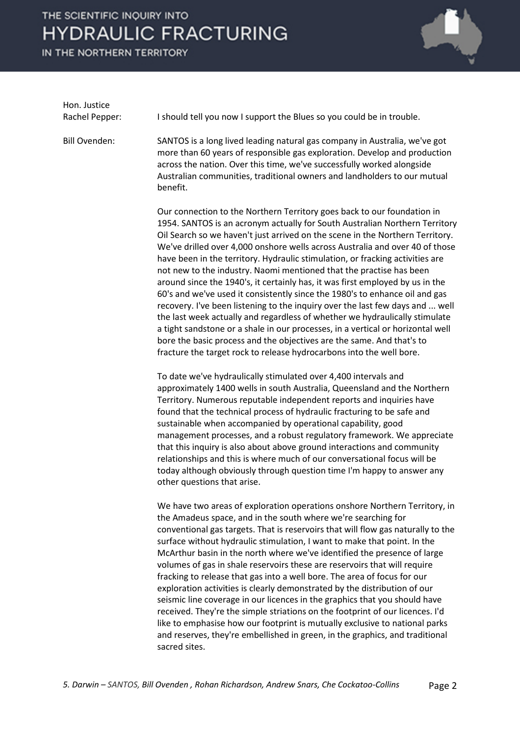**Hon. Justice Rachel Pepper:** I should tell you now I support the Blues so you could be in trouble.

**Bill Ovenden:** SANTOS is a long lived leading natural gas company in Australia, we've got more than 60 years of responsible gas exploration. Develop and production across the nation. Over this time, we've successfully worked alongside Australian communities, traditional owners and landholders to our mutual benefit.

Our connection to the Northern Territory goes back to our foundation in 1954. SANTOS is an acronym actually for South Australian Northern Territory Oil Search so we haven't just arrived on the scene in the Northern Territory. We've drilled over 4,000 onshore wells across Australia and over 40 of those have been in the territory. Hydraulic stimulation, or fracking activities are not new to the industry. Naomi mentioned that the practise has been around since the 1940's, it certainly has, it was first employed by us in the 60's and we've used it consistently since the 1980's to enhance oil and gas recovery. I've been listening to the inquiry over the last few days and ... well the last week actually and regardless of whether we hydraulically stimulate a tight sandstone or a shale in our processes, in a vertical or horizontal well bore the basic process and the objectives are the same. And that's to fracture the target rock to release hydrocarbons into the well bore.

To date we've hydraulically stimulated over 4,400 intervals and approximately 1400 wells in south Australia, Queensland and the Northern Territory. Numerous reputable independent reports and inquiries have found that the technical process of hydraulic fracturing to be safe and sustainable when accompanied by operational capability, good management processes, and a robust regulatory framework. We appreciate that this inquiry is also about above ground interactions and community relationships and this is where much of our conversational focus will be today although obviously through question time I'm happy to answer any other questions that arise.

We have two areas of exploration operations onshore Northern Territory, in the Amadeus space, and in the south where we're searching for conventional gas targets. That is reservoirs that will flow gas naturally to the surface without hydraulic stimulation, I want to make that point. In the McArthur basin in the north where we've identified the presence of large volumes of gas in shale reservoirs these are reservoirs that will require fracking to release that gas into a well bore. The area of focus for our exploration activities is clearly demonstrated by the distribution of our seismic line coverage in our licences in the graphics that you should have received. They're the simple striations on the footprint of our licences. I'd like to emphasise how our footprint is mutually exclusive to national parks and reserves, they're embellished in green, in the graphics, and traditional sacred sites.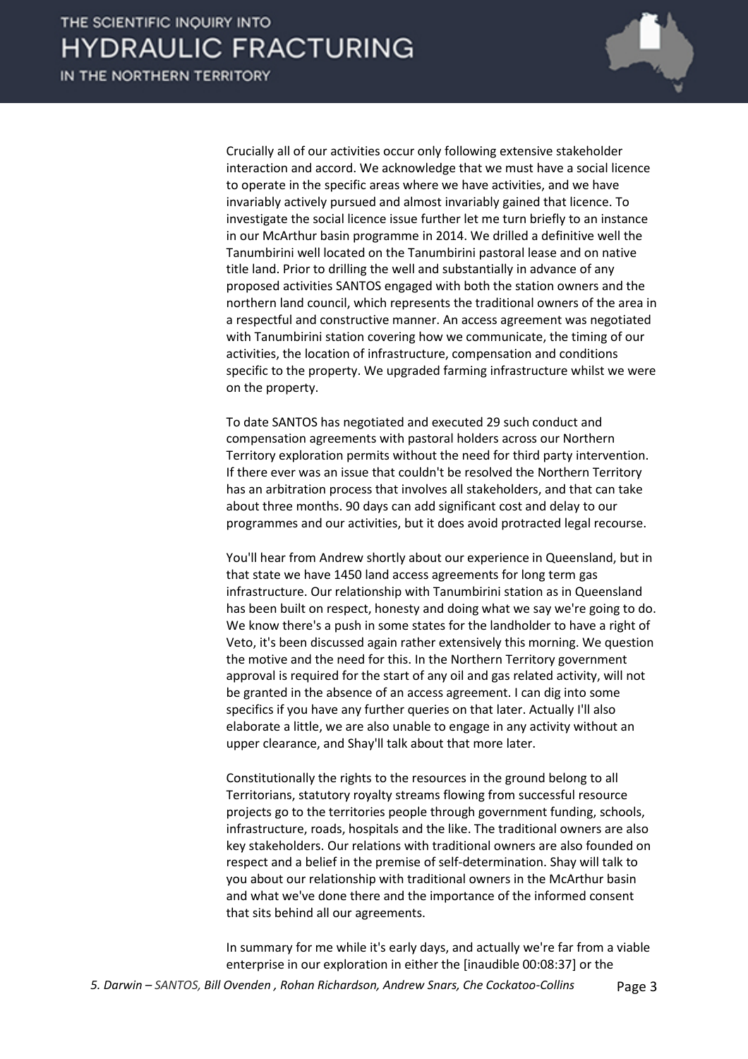Crucially all of our activities occur only following extensive stakeholder interaction and accord. We acknowledge that we must have a social licence to operate in the specific areas where we have activities, and we have invariably actively pursued and almost invariably gained that licence. To investigate the social licence issue further let me turn briefly to an instance in our McArthur basin programme in 2014. We drilled a definitive well the Tanumbirini well located on the Tanumbirini pastoral lease and on native title land. Prior to drilling the well and substantially in advance of any proposed activities SANTOS engaged with both the station owners and the northern land council, which represents the traditional owners of the area in a respectful and constructive manner. An access agreement was negotiated with Tanumbirini station covering how we communicate, the timing of our activities, the location of infrastructure, compensation and conditions specific to the property. We upgraded farming infrastructure whilst we were on the property.

To date SANTOS has negotiated and executed 29 such conduct and compensation agreements with pastoral holders across our Northern Territory exploration permits without the need for third party intervention. If there ever was an issue that couldn't be resolved the Northern Territory has an arbitration process that involves all stakeholders, and that can take about three months. 90 days can add significant cost and delay to our programmes and our activities, but it does avoid protracted legal recourse.

You'll hear from Andrew shortly about our experience in Queensland, but in that state we have 1450 land access agreements for long term gas infrastructure. Our relationship with Tanumbirini station as in Queensland has been built on respect, honesty and doing what we say we're going to do. We know there's a push in some states for the landholder to have a right of Veto, it's been discussed again rather extensively this morning. We question the motive and the need for this. In the Northern Territory government approval is required for the start of any oil and gas related activity, will not be granted in the absence of an access agreement. I can dig into some specifics if you have any further queries on that later. Actually I'll also elaborate a little, we are also unable to engage in any activity without an upper clearance, and Shay'll talk about that more later.

Constitutionally the rights to the resources in the ground belong to all Territorians, statutory royalty streams flowing from successful resource projects go to the territories people through government funding, schools, infrastructure, roads, hospitals and the like. The traditional owners are also key stakeholders. Our relations with traditional owners are also founded on respect and a belief in the premise of self-determination. Shay will talk to you about our relationship with traditional owners in the McArthur basin and what we've done there and the importance of the informed consent that sits behind all our agreements.

In summary for me while it's early days, and actually we're far from a viable enterprise in our exploration in either the [inaudible 00:08:37] or the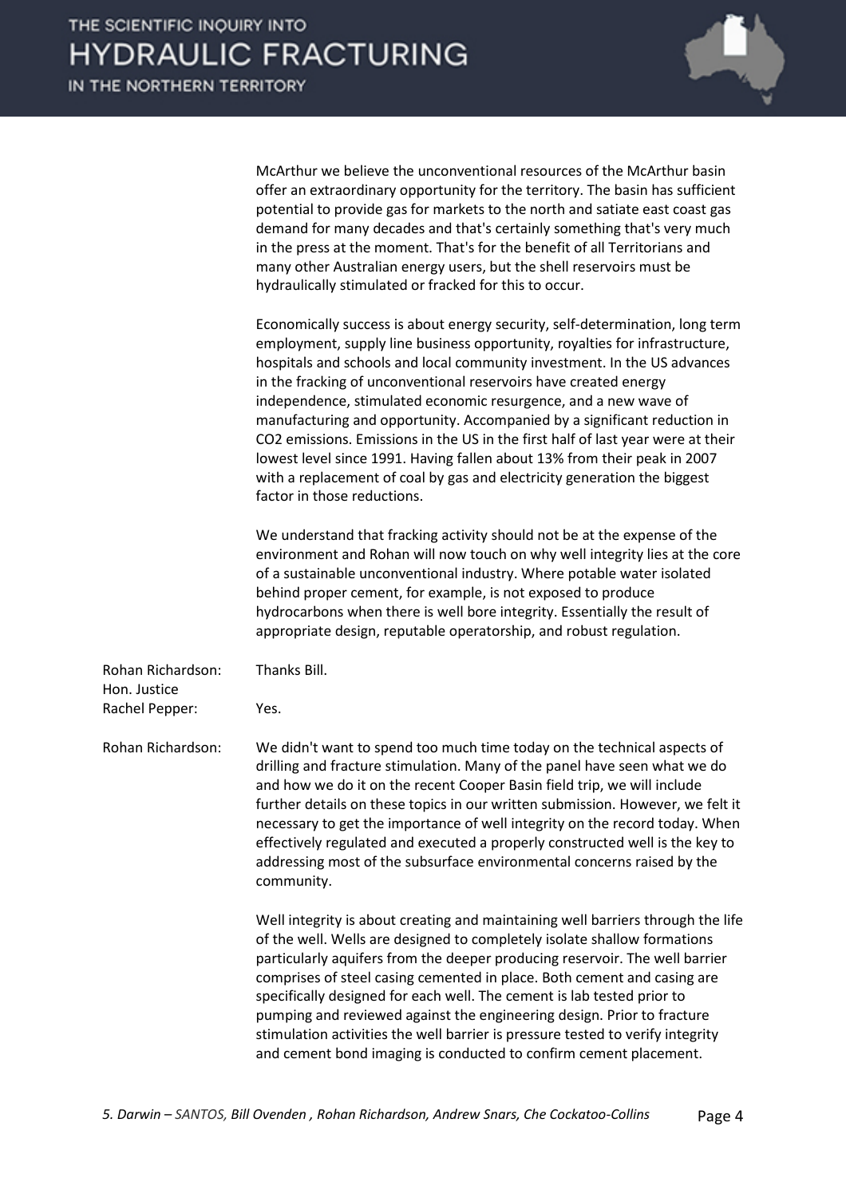McArthur we believe the unconventional resources of the McArthur basin offer an extraordinary opportunity for the territory. The basin has sufficient potential to provide gas for markets to the north and satiate east coast gas demand for many decades and that's certainly something that's very much in the press at the moment. That's for the benefit of all Territorians and many other Australian energy users, but the shell reservoirs must be hydraulically stimulated or fracked for this to occur.

Economically success is about energy security, self-determination, long term employment, supply line business opportunity, royalties for infrastructure, hospitals and schools and local community investment. In the US advances in the fracking of unconventional reservoirs have created energy independence, stimulated economic resurgence, and a new wave of manufacturing and opportunity. Accompanied by a significant reduction in $CO_2$ emissions. Emissions in the US in the first half of last year were at their lowest level since 1991. Having fallen about 13% from their peak in 2007 with a replacement of coal by gas and electricity generation the biggest factor in those reductions.

We understand that fracking activity should not be at the expense of the environment and Rohan will now touch on why well integrity lies at the core of a sustainable unconventional industry. Where potable water isolated behind proper cement, for example, is not exposed to produce hydrocarbons when there is well bore integrity. Essentially the result of appropriate design, reputable operatorship, and robust regulation.

Rohan Richardson: Thanks Bill.

Hon. Justice Rachel Pepper: Yes.

Rohan Richardson: We didn't want to spend too much time today on the technical aspects of drilling and fracture stimulation. Many of the panel have seen what we do and how we do it on the recent Cooper Basin field trip, we will include further details on these topics in our written submission. However, we felt it necessary to get the importance of well integrity on the record today. When effectively regulated and executed a properly constructed well is the key to addressing most of the subsurface environmental concerns raised by the community.

Well integrity is about creating and maintaining well barriers through the life of the well. Wells are designed to completely isolate shallow formations particularly aquifers from the deeper producing reservoir. The well barrier comprises of steel casing cemented in place. Both cement and casing are specifically designed for each well. The cement is lab tested prior to pumping and reviewed against the engineering design. Prior to fracture stimulation activities the well barrier is pressure tested to verify integrity and cement bond imaging is conducted to confirm cement placement.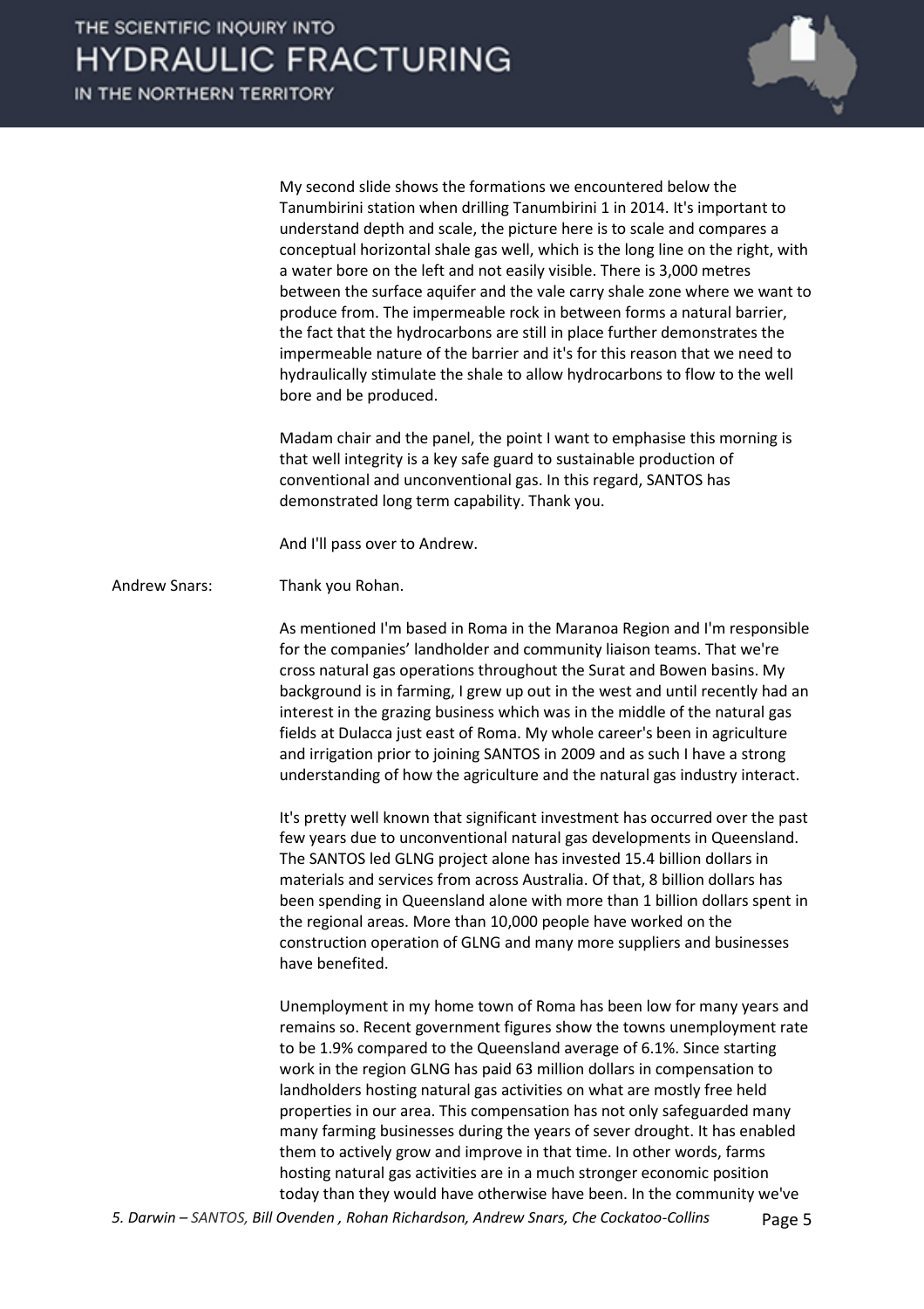My second slide shows the formations we encountered below the Tanumbirini station when drilling Tanumbirini 1 in 2014. It's important to understand depth and scale, the picture here is to scale and compares a conceptual horizontal shale gas well, which is the long line on the right, with a water bore on the left and not easily visible. There is 3,000 metres between the surface aquifer and the vale carry shale zone where we want to produce from. The impermeable rock in between forms a natural barrier, the fact that the hydrocarbons are still in place further demonstrates the impermeable nature of the barrier and it's for this reason that we need to hydraulically stimulate the shale to allow hydrocarbons to flow to the well bore and be produced.

Madam chair and the panel, the point I want to emphasise this morning is that well integrity is a key safe guard to sustainable production of conventional and unconventional gas. In this regard, SANTOS has demonstrated long term capability. Thank you.

And I'll pass over to Andrew.

Andrew Snars: Thank you Rohan.

As mentioned I'm based in Roma in the Maranoa Region and I'm responsible for the companies' landholder and community liaison teams. That we're cross natural gas operations throughout the Surat and Bowen basins. My background is in farming, I grew up out in the west and until recently had an interest in the grazing business which was in the middle of the natural gas fields at Dulacca just east of Roma. My whole career's been in agriculture and irrigation prior to joining SANTOS in 2009 and as such I have a strong understanding of how the agriculture and the natural gas industry interact.

It's pretty well known that significant investment has occurred over the past few years due to unconventional natural gas developments in Queensland. The SANTOS led GLNG project alone has invested 15.4 billion dollars in materials and services from across Australia. Of that, 8 billion dollars has been spending in Queensland alone with more than 1 billion dollars spent in the regional areas. More than 10,000 people have worked on the construction operation of GLNG and many more suppliers and businesses have benefited.

Unemployment in my home town of Roma has been low for many years and remains so. Recent government figures show the towns unemployment rate to be 1.9% compared to the Queensland average of 6.1%. Since starting work in the region GLNG has paid 63 million dollars in compensation to landholders hosting natural gas activities on what are mostly free held properties in our area. This compensation has not only safeguarded many many farming businesses during the years of sever drought. It has enabled them to actively grow and improve in that time. In other words, farms hosting natural gas activities are in a much stronger economic position today than they would have otherwise have been. In the community we've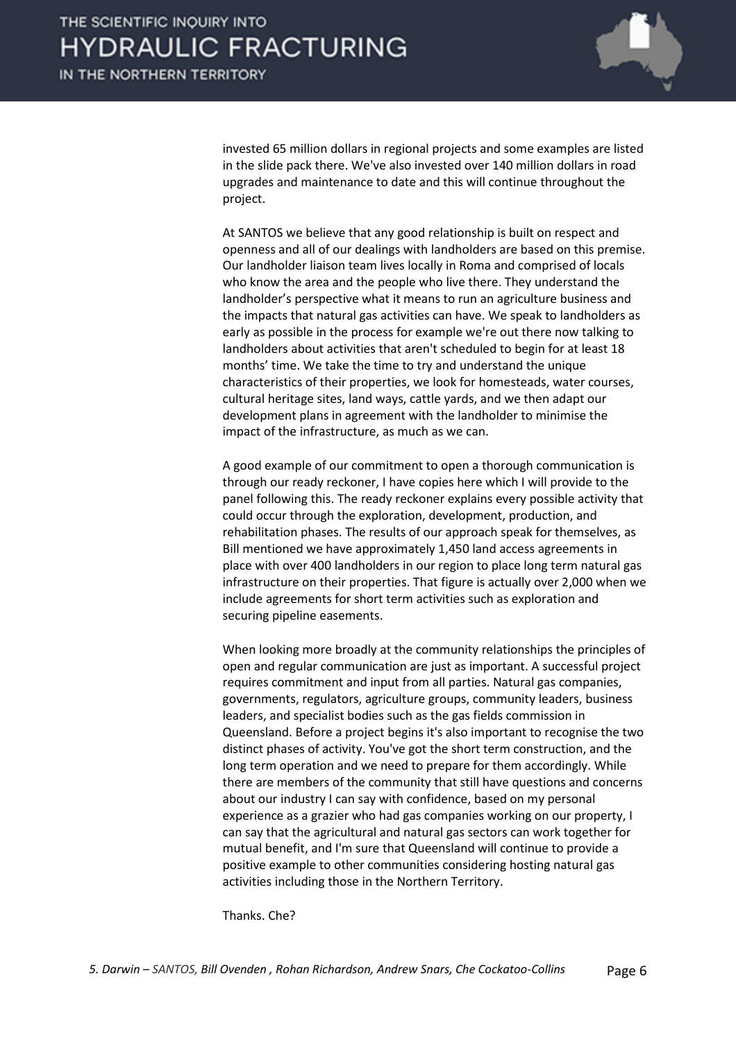invested 65 million dollars in regional projects and some examples are listed in the slide pack there. We've also invested over 140 million dollars in road upgrades and maintenance to date and this will continue throughout the project.

At SANTOS we believe that any good relationship is built on respect and openness and all of our dealings with landholders are based on this premise. Our landholder liaison team lives locally in Roma and comprised of locals who know the area and the people who live there. They understand the landholder's perspective what it means to run an agriculture business and the impacts that natural gas activities can have. We speak to landholders as early as possible in the process for example we're out there now talking to landholders about activities that aren't scheduled to begin for at least 18 months' time. We take the time to try and understand the unique characteristics of their properties, we look for homesteads, water courses, cultural heritage sites, land ways, cattle yards, and we then adapt our development plans in agreement with the landholder to minimise the impact of the infrastructure, as much as we can.

A good example of our commitment to open a thorough communication is through our ready reckoner, I have copies here which I will provide to the panel following this. The ready reckoner explains every possible activity that could occur through the exploration, development, production, and rehabilitation phases. The results of our approach speak for themselves, as Bill mentioned we have approximately 1,450 land access agreements in place with over 400 landholders in our region to place long term natural gas infrastructure on their properties. That figure is actually over 2,000 when we include agreements for short term activities such as exploration and securing pipeline easements.

When looking more broadly at the community relationships the principles of open and regular communication are just as important. A successful project requires commitment and input from all parties. Natural gas companies, governments, regulators, agriculture groups, community leaders, business leaders, and specialist bodies such as the gas fields commission in Queensland. Before a project begins it's also important to recognise the two distinct phases of activity. You've got the short term construction, and the long term operation and we need to prepare for them accordingly. While there are members of the community that still have questions and concerns about our industry I can say with confidence, based on my personal experience as a grazier who had gas companies working on our property, I can say that the agricultural and natural gas sectors can work together for mutual benefit, and I'm sure that Queensland will continue to provide a positive example to other communities considering hosting natural gas activities including those in the Northern Territory.

Thanks. Che?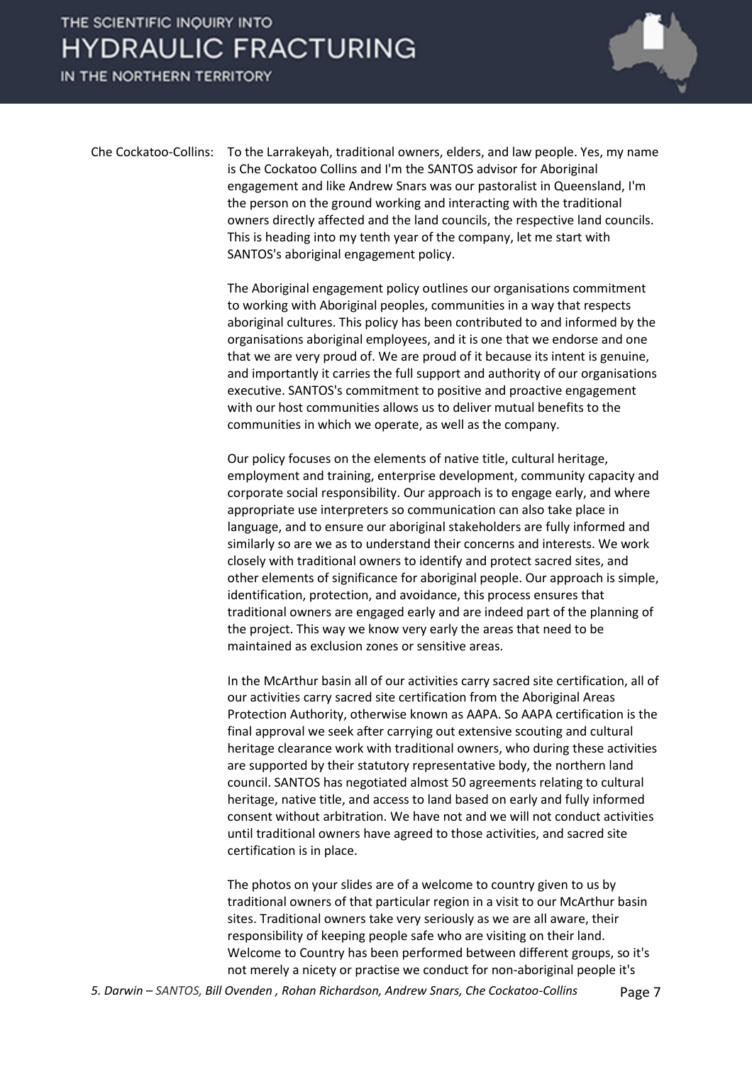Che Cockatoo-Collins: To the Larrakeyah, traditional owners, elders, and law people. Yes, my name is Che Cockatoo Collins and I'm the SANTOS advisor for Aboriginal engagement and like Andrew Snars was our pastoralist in Queensland, I'm the person on the ground working and interacting with the traditional owners directly affected and the land councils, the respective land councils. This is heading into my tenth year of the company, let me start with SANTOS's aboriginal engagement policy.

The Aboriginal engagement policy outlines our organisations commitment to working with Aboriginal peoples, communities in a way that respects aboriginal cultures. This policy has been contributed to and informed by the organisations aboriginal employees, and it is one that we endorse and one that we are very proud of. We are proud of it because its intent is genuine, and importantly it carries the full support and authority of our organisations executive. SANTOS's commitment to positive and proactive engagement with our host communities allows us to deliver mutual benefits to the communities in which we operate, as well as the company.

Our policy focuses on the elements of native title, cultural heritage, employment and training, enterprise development, community capacity and corporate social responsibility. Our approach is to engage early, and where appropriate use interpreters so communication can also take place in language, and to ensure our aboriginal stakeholders are fully informed and similarly so are we as to understand their concerns and interests. We work closely with traditional owners to identify and protect sacred sites, and other elements of significance for aboriginal people. Our approach is simple, identification, protection, and avoidance, this process ensures that traditional owners are engaged early and are indeed part of the planning of the project. This way we know very early the areas that need to be maintained as exclusion zones or sensitive areas.

In the McArthur basin all of our activities carry sacred site certification, all of our activities carry sacred site certification from the Aboriginal Areas Protection Authority, otherwise known as AAPA. So AAPA certification is the final approval we seek after carrying out extensive scouting and cultural heritage clearance work with traditional owners, who during these activities are supported by their statutory representative body, the northern land council. SANTOS has negotiated almost 50 agreements relating to cultural heritage, native title, and access to land based on early and fully informed consent without arbitration. We have not and we will not conduct activities until traditional owners have agreed to those activities, and sacred site certification is in place.

The photos on your slides are of a welcome to country given to us by traditional owners of that particular region in a visit to our McArthur basin sites. Traditional owners take very seriously as we are all aware, their responsibility of keeping people safe who are visiting on their land. Welcome to Country has been performed between different groups, so it's not merely a nicety or practise we conduct for non-aboriginal people it's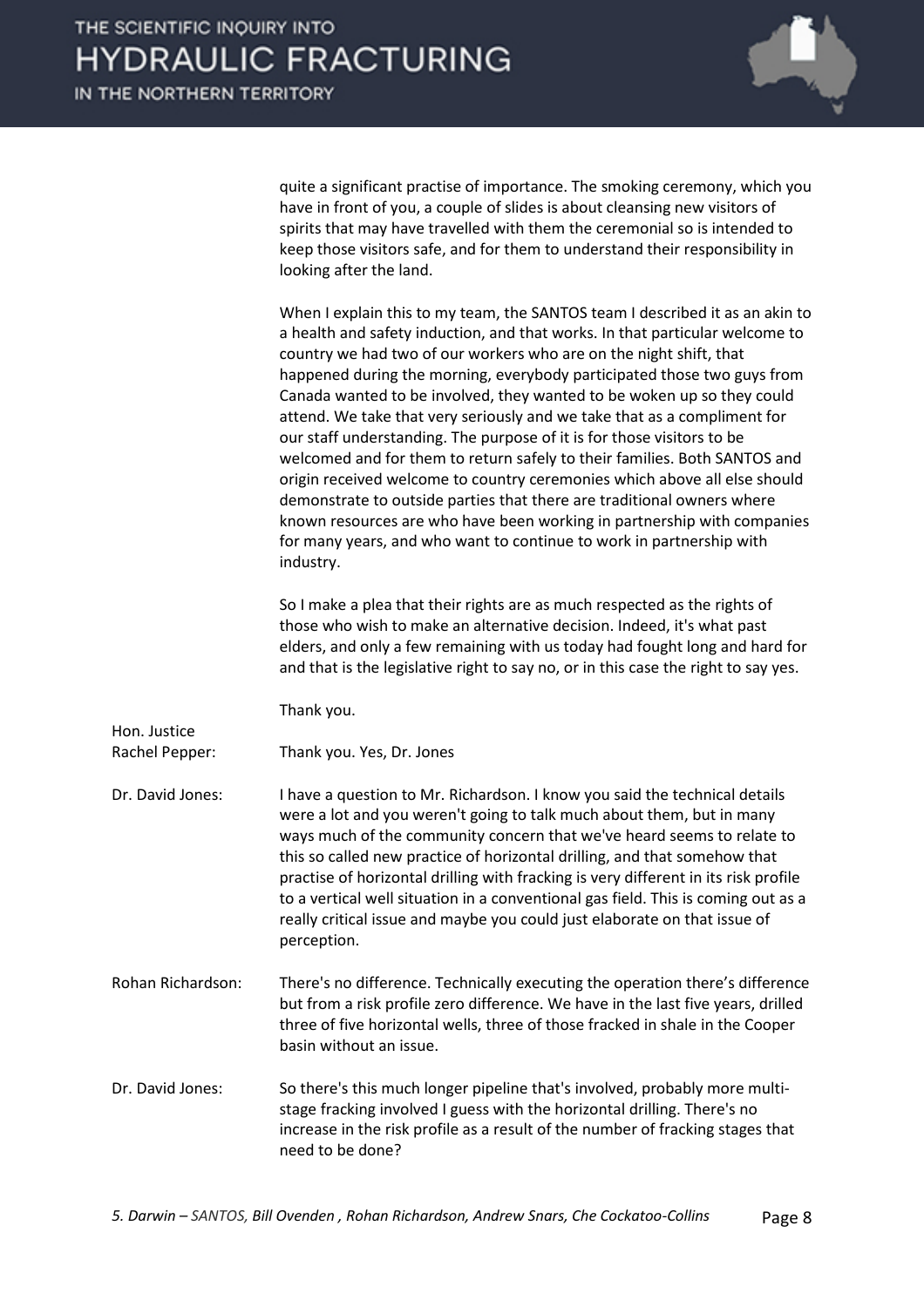quite a significant practise of importance. The smoking ceremony, which you have in front of you, a couple of slides is about cleansing new visitors of spirits that may have travelled with them the ceremonial so is intended to keep those visitors safe, and for them to understand their responsibility in looking after the land.

When I explain this to my team, the SANTOS team I described it as an akin to a health and safety induction, and that works. In that particular welcome to country we had two of our workers who are on the night shift, that happened during the morning, everybody participated those two guys from Canada wanted to be involved, they wanted to be woken up so they could attend. We take that very seriously and we take that as a compliment for our staff understanding. The purpose of it is for those visitors to be welcomed and for them to return safely to their families. Both SANTOS and origin received welcome to country ceremonies which above all else should demonstrate to outside parties that there are traditional owners where known resources are who have been working in partnership with companies for many years, and who want to continue to work in partnership with industry.

So I make a plea that their rights are as much respected as the rights of those who wish to make an alternative decision. Indeed, it's what past elders, and only a few remaining with us today had fought long and hard for and that is the legislative right to say no, or in this case the right to say yes.

Thank you.

**Hon. Justice Rachel Pepper:** Thank you. Yes, Dr. Jones

**Dr. David Jones:** I have a question to Mr. Richardson. I know you said the technical details were a lot and you weren't going to talk much about them, but in many ways much of the community concern that we've heard seems to relate to this so called new practice of horizontal drilling, and that somehow that practise of horizontal drilling with fracking is very different in its risk profile to a vertical well situation in a conventional gas field. This is coming out as a really critical issue and maybe you could just elaborate on that issue of perception.

**Rohan Richardson:** There's no difference. Technically executing the operation there's difference but from a risk profile zero difference. We have in the last five years, drilled three of five horizontal wells, three of those fracked in shale in the Cooper basin without an issue.

**Dr. David Jones:** So there's this much longer pipeline that's involved, probably more multi-stage fracking involved I guess with the horizontal drilling. There's no increase in the risk profile as a result of the number of fracking stages that need to be done?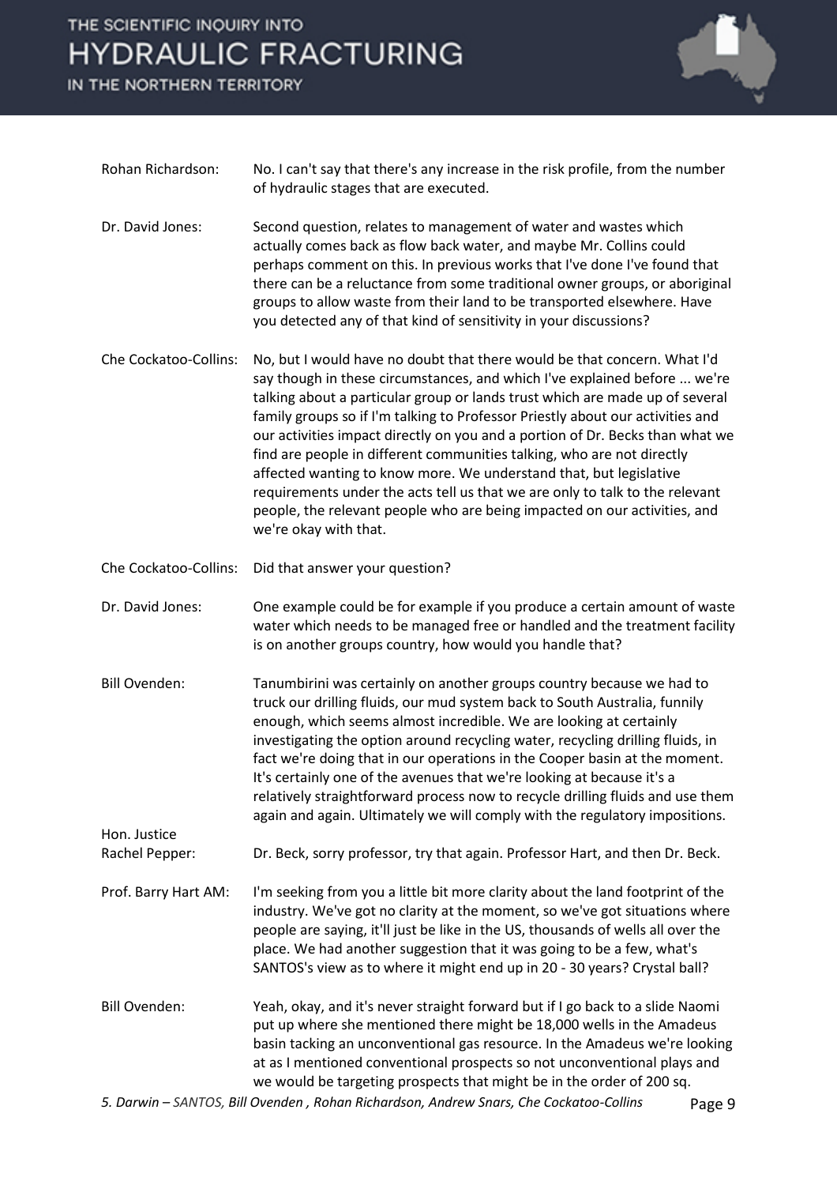**Rohan Richardson:** No. I can't say that there's any increase in the risk profile, from the number of hydraulic stages that are executed.

**Dr. David Jones:** Second question, relates to management of water and wastes which actually comes back as flow back water, and maybe Mr. Collins could perhaps comment on this. In previous works that I've done I've found that there can be a reluctance from some traditional owner groups, or aboriginal groups to allow waste from their land to be transported elsewhere. Have you detected any of that kind of sensitivity in your discussions?

**Che Cockatoo-Collins:** No, but I would have no doubt that there would be that concern. What I'd say though in these circumstances, and which I've explained before ... we're talking about a particular group or lands trust which are made up of several family groups so if I'm talking to Professor Priestly about our activities and our activities impact directly on you and a portion of Dr. Becks than what we find are people in different communities talking, who are not directly affected wanting to know more. We understand that, but legislative requirements under the acts tell us that we are only to talk to the relevant people, the relevant people who are being impacted on our activities, and we're okay with that.

**Che Cockatoo-Collins:** Did that answer your question?

**Dr. David Jones:** One example could be for example if you produce a certain amount of waste water which needs to be managed free or handled and the treatment facility is on another groups country, how would you handle that?

**Bill Ovenden:** Tanumbirini was certainly on another groups country because we had to truck our drilling fluids, our mud system back to South Australia, funnily enough, which seems almost incredible. We are looking at certainly investigating the option around recycling water, recycling drilling fluids, in fact we're doing that in our operations in the Cooper basin at the moment. It's certainly one of the avenues that we're looking at because it's a relatively straightforward process now to recycle drilling fluids and use them again and again. Ultimately we will comply with the regulatory impositions.

**Hon. Justice Rachel Pepper:** Dr. Beck, sorry professor, try that again. Professor Hart, and then Dr. Beck.

**Prof. Barry Hart AM:** I'm seeking from you a little bit more clarity about the land footprint of the industry. We've got no clarity at the moment, so we've got situations where people are saying, it'll just be like in the US, thousands of wells all over the place. We had another suggestion that it was going to be a few, what's SANTOS's view as to where it might end up in 20 - 30 years? Crystal ball?

**Bill Ovenden:** Yeah, okay, and it's never straight forward but if I go back to a slide Naomi put up where she mentioned there might be 18,000 wells in the Amadeus basin tacking an unconventional gas resource. In the Amadeus we're looking at as I mentioned conventional prospects so not unconventional plays and we would be targeting prospects that might be in the order of 200 sq.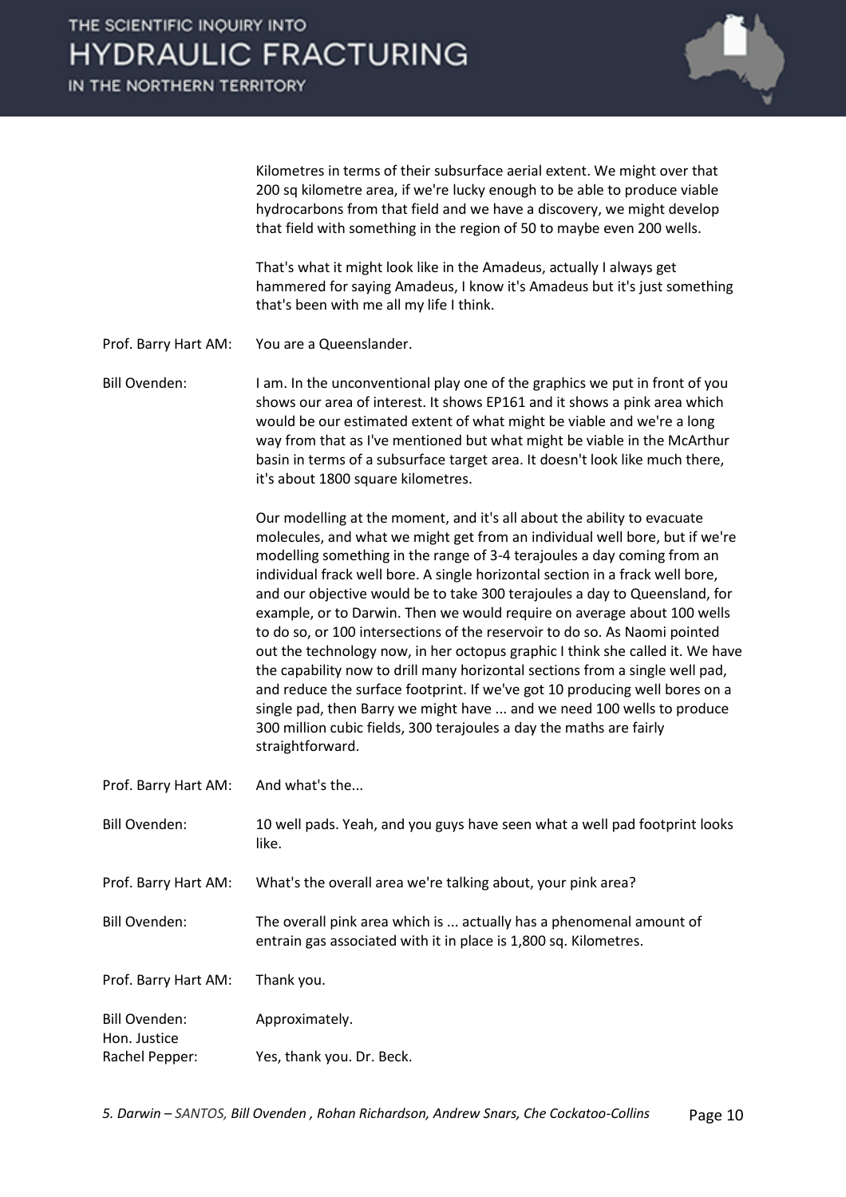Kilometres in terms of their subsurface aerial extent. We might over that 200 sq kilometre area, if we're lucky enough to be able to produce viable hydrocarbons from that field and we have a discovery, we might develop that field with something in the region of 50 to maybe even 200 wells.

That's what it might look like in the Amadeus, actually I always get hammered for saying Amadeus, I know it's Amadeus but it's just something that's been with me all my life I think.

Prof. Barry Hart AM: You are a Queenslander.

Bill Ovenden: I am. In the unconventional play one of the graphics we put in front of you shows our area of interest. It shows EP161 and it shows a pink area which would be our estimated extent of what might be viable and we're a long way from that as I've mentioned but what might be viable in the McArthur basin in terms of a subsurface target area. It doesn't look like much there, it's about 1800 square kilometres.

Our modelling at the moment, and it's all about the ability to evacuate molecules, and what we might get from an individual well bore, but if we're modelling something in the range of 3-4 terajoules a day coming from an individual frack well bore. A single horizontal section in a frack well bore, and our objective would be to take 300 terajoules a day to Queensland, for example, or to Darwin. Then we would require on average about 100 wells to do so, or 100 intersections of the reservoir to do so. As Naomi pointed out the technology now, in her octopus graphic I think she called it. We have the capability now to drill many horizontal sections from a single well pad, and reduce the surface footprint. If we've got 10 producing well bores on a single pad, then Barry we might have ... and we need 100 wells to produce 300 million cubic fields, 300 terajoules a day the maths are fairly straightforward.

Prof. Barry Hart AM: And what's the...

Bill Ovenden: 10 well pads. Yeah, and you guys have seen what a well pad footprint looks like.

Prof. Barry Hart AM: What's the overall area we're talking about, your pink area?

Bill Ovenden: The overall pink area which is ... actually has a phenomenal amount of entrain gas associated with it in place is 1,800 sq. Kilometres.

Prof. Barry Hart AM: Thank you.

Bill Ovenden: Approximately.

Hon. Justice Rachel Pepper: Yes, thank you. Dr. Beck.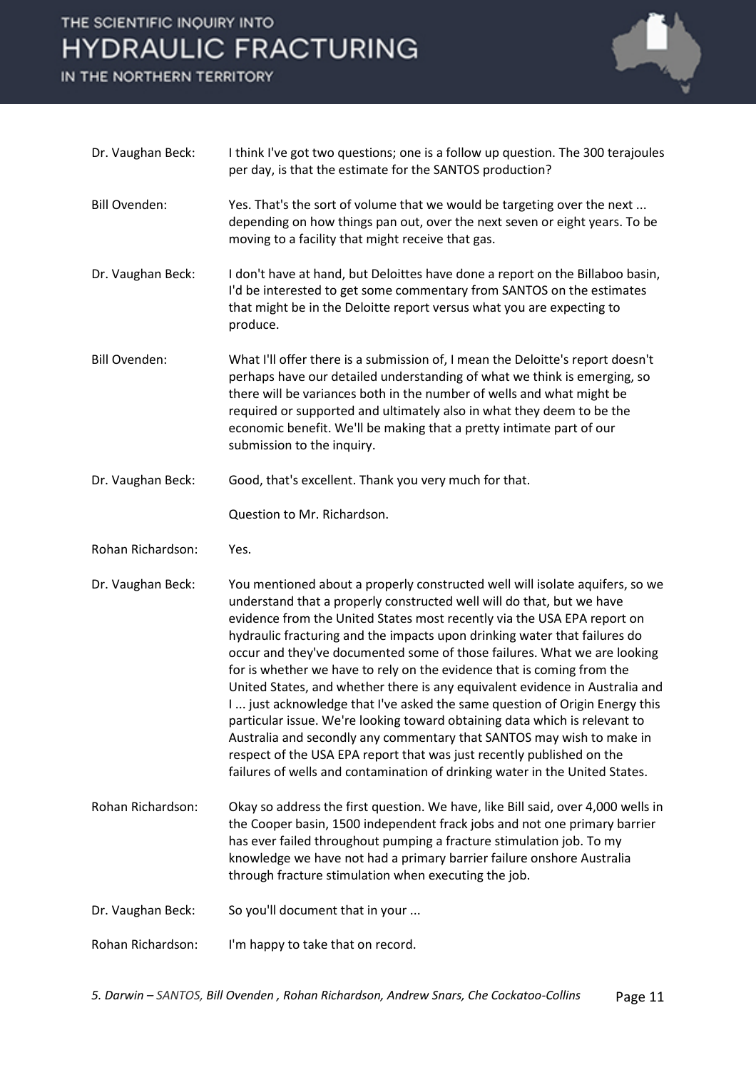Dr. Vaughan Beck: I think I've got two questions; one is a follow up question. The 300 terajoules per day, is that the estimate for the SANTOS production?

Bill Ovenden: Yes. That's the sort of volume that we would be targeting over the next ... depending on how things pan out, over the next seven or eight years. To be moving to a facility that might receive that gas.

Dr. Vaughan Beck: I don't have at hand, but Deloittes have done a report on the Billaboo basin, I'd be interested to get some commentary from SANTOS on the estimates that might be in the Deloitte report versus what you are expecting to produce.

Bill Ovenden: What I'll offer there is a submission of, I mean the Deloitte's report doesn't perhaps have our detailed understanding of what we think is emerging, so there will be variances both in the number of wells and what might be required or supported and ultimately also in what they deem to be the economic benefit. We'll be making that a pretty intimate part of our submission to the inquiry.

Dr. Vaughan Beck: Good, that's excellent. Thank you very much for that.

Question to Mr. Richardson.

Rohan Richardson: Yes.

Dr. Vaughan Beck: You mentioned about a properly constructed well will isolate aquifers, so we understand that a properly constructed well will do that, but we have evidence from the United States most recently via the USA EPA report on hydraulic fracturing and the impacts upon drinking water that failures do occur and they've documented some of those failures. What we are looking for is whether we have to rely on the evidence that is coming from the United States, and whether there is any equivalent evidence in Australia and I ... just acknowledge that I've asked the same question of Origin Energy this particular issue. We're looking toward obtaining data which is relevant to Australia and secondly any commentary that SANTOS may wish to make in respect of the USA EPA report that was just recently published on the failures of wells and contamination of drinking water in the United States.

Rohan Richardson: Okay so address the first question. We have, like Bill said, over 4,000 wells in the Cooper basin, 1500 independent frack jobs and not one primary barrier has ever failed throughout pumping a fracture stimulation job. To my knowledge we have not had a primary barrier failure onshore Australia through fracture stimulation when executing the job.

Dr. Vaughan Beck: So you'll document that in your ...

Rohan Richardson: I'm happy to take that on record.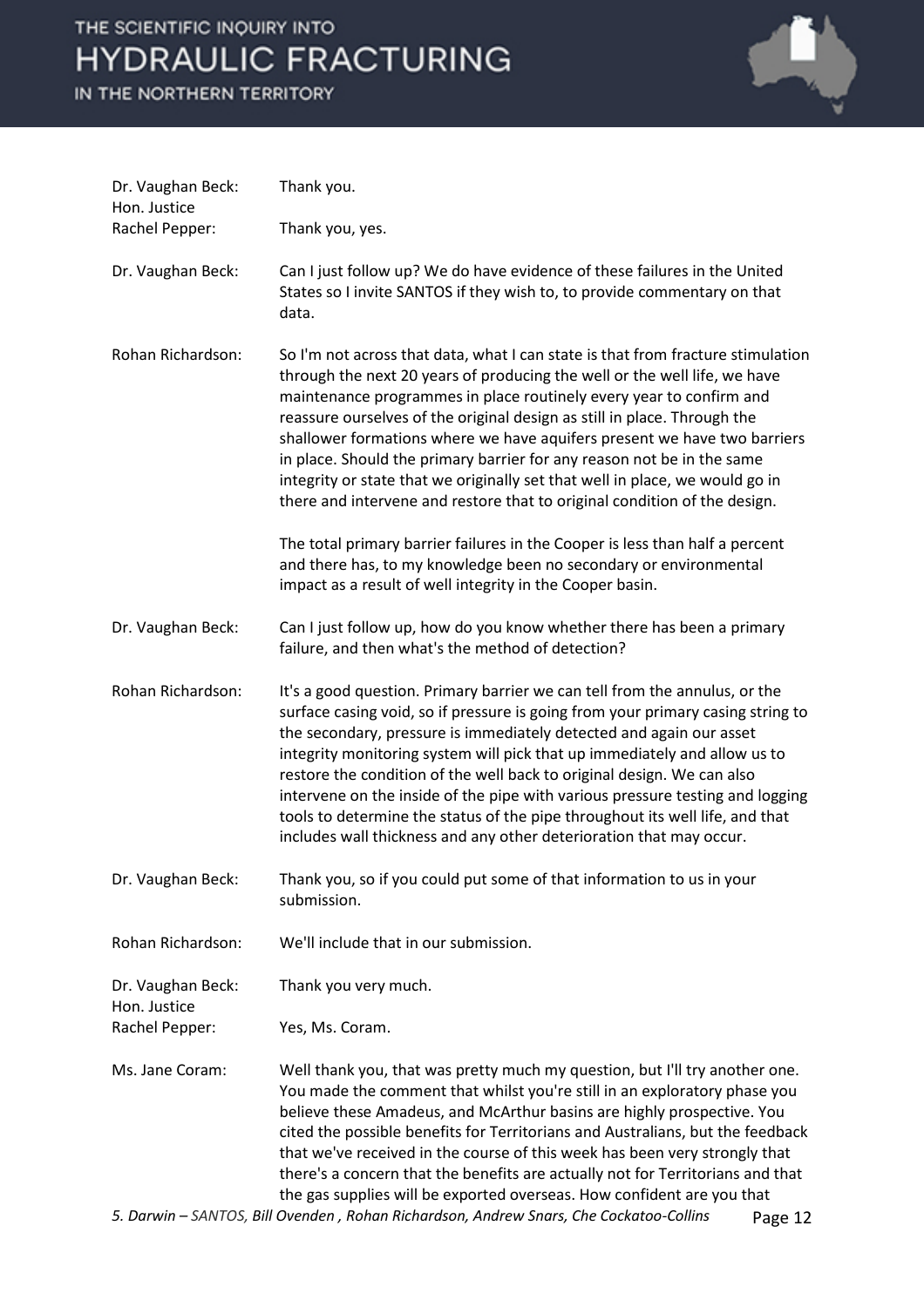Dr. Vaughan Beck: Thank you.

Hon. Justice Rachel Pepper: Thank you, yes.

Dr. Vaughan Beck: Can I just follow up? We do have evidence of these failures in the United States so I invite SANTOS if they wish to, to provide commentary on that data.

Rohan Richardson: So I'm not across that data, what I can state is that from fracture stimulation through the next 20 years of producing the well or the well life, we have maintenance programmes in place routinely every year to confirm and reassure ourselves of the original design as still in place. Through the shallower formations where we have aquifers present we have two barriers in place. Should the primary barrier for any reason not be in the same integrity or state that we originally set that well in place, we would go in there and intervene and restore that to original condition of the design.

The total primary barrier failures in the Cooper is less than half a percent and there has, to my knowledge been no secondary or environmental impact as a result of well integrity in the Cooper basin.

Dr. Vaughan Beck: Can I just follow up, how do you know whether there has been a primary failure, and then what's the method of detection?

Rohan Richardson: It's a good question. Primary barrier we can tell from the annulus, or the surface casing void, so if pressure is going from your primary casing string to the secondary, pressure is immediately detected and again our asset integrity monitoring system will pick that up immediately and allow us to restore the condition of the well back to original design. We can also intervene on the inside of the pipe with various pressure testing and logging tools to determine the status of the pipe throughout its well life, and that includes wall thickness and any other deterioration that may occur.

Dr. Vaughan Beck: Thank you, so if you could put some of that information to us in your submission.

Rohan Richardson: We'll include that in our submission.

Dr. Vaughan Beck: Thank you very much.

Hon. Justice Rachel Pepper: Yes, Ms. Coram.

Ms. Jane Coram: Well thank you, that was pretty much my question, but I'll try another one. You made the comment that whilst you're still in an exploratory phase you believe these Amadeus, and McArthur basins are highly prospective. You cited the possible benefits for Territorians and Australians, but the feedback that we've received in the course of this week has been very strongly that there's a concern that the benefits are actually not for Territorians and that the gas supplies will be exported overseas. How confident are you that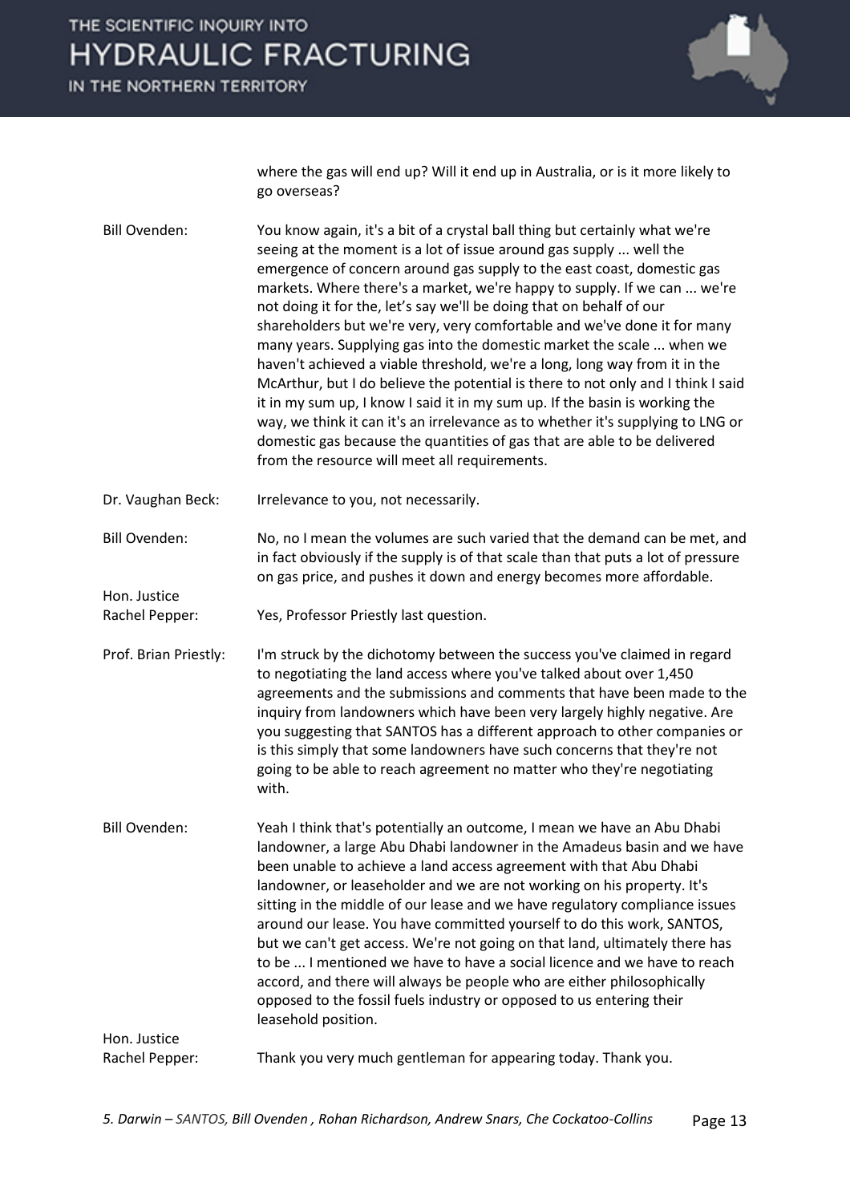where the gas will end up? Will it end up in Australia, or is it more likely to go overseas?

**Bill Ovenden:** You know again, it's a bit of a crystal ball thing but certainly what we're seeing at the moment is a lot of issue around gas supply ... well the emergence of concern around gas supply to the east coast, domestic gas markets. Where there's a market, we're happy to supply. If we can ... we're not doing it for the, let's say we'll be doing that on behalf of our shareholders but we're very, very comfortable and we've done it for many many years. Supplying gas into the domestic market the scale ... when we haven't achieved a viable threshold, we're a long, long way from it in the McArthur, but I do believe the potential is there to not only and I think I said it in my sum up, I know I said it in my sum up. If the basin is working the way, we think it can it's an irrelevance as to whether it's supplying to LNG or domestic gas because the quantities of gas that are able to be delivered from the resource will meet all requirements.

**Dr. Vaughan Beck:** Irrelevance to you, not necessarily.

**Bill Ovenden:** No, no I mean the volumes are such varied that the demand can be met, and in fact obviously if the supply is of that scale than that puts a lot of pressure on gas price, and pushes it down and energy becomes more affordable.

**Hon. Justice Rachel Pepper:** Yes, Professor Priestly last question.

**Prof. Brian Priestly:** I'm struck by the dichotomy between the success you've claimed in regard to negotiating the land access where you've talked about over 1,450 agreements and the submissions and comments that have been made to the inquiry from landowners which have been very largely highly negative. Are you suggesting that SANTOS has a different approach to other companies or is this simply that some landowners have such concerns that they're not going to be able to reach agreement no matter who they're negotiating with.

**Bill Ovenden:** Yeah I think that's potentially an outcome, I mean we have an Abu Dhabi landowner, a large Abu Dhabi landowner in the Amadeus basin and we have been unable to achieve a land access agreement with that Abu Dhabi landowner, or leaseholder and we are not working on his property. It's sitting in the middle of our lease and we have regulatory compliance issues around our lease. You have committed yourself to do this work, SANTOS, but we can't get access. We're not going on that land, ultimately there has to be ... I mentioned we have to have a social licence and we have to reach accord, and there will always be people who are either philosophically opposed to the fossil fuels industry or opposed to us entering their leasehold position.

**Hon. Justice Rachel Pepper:** Thank you very much gentleman for appearing today. Thank you.